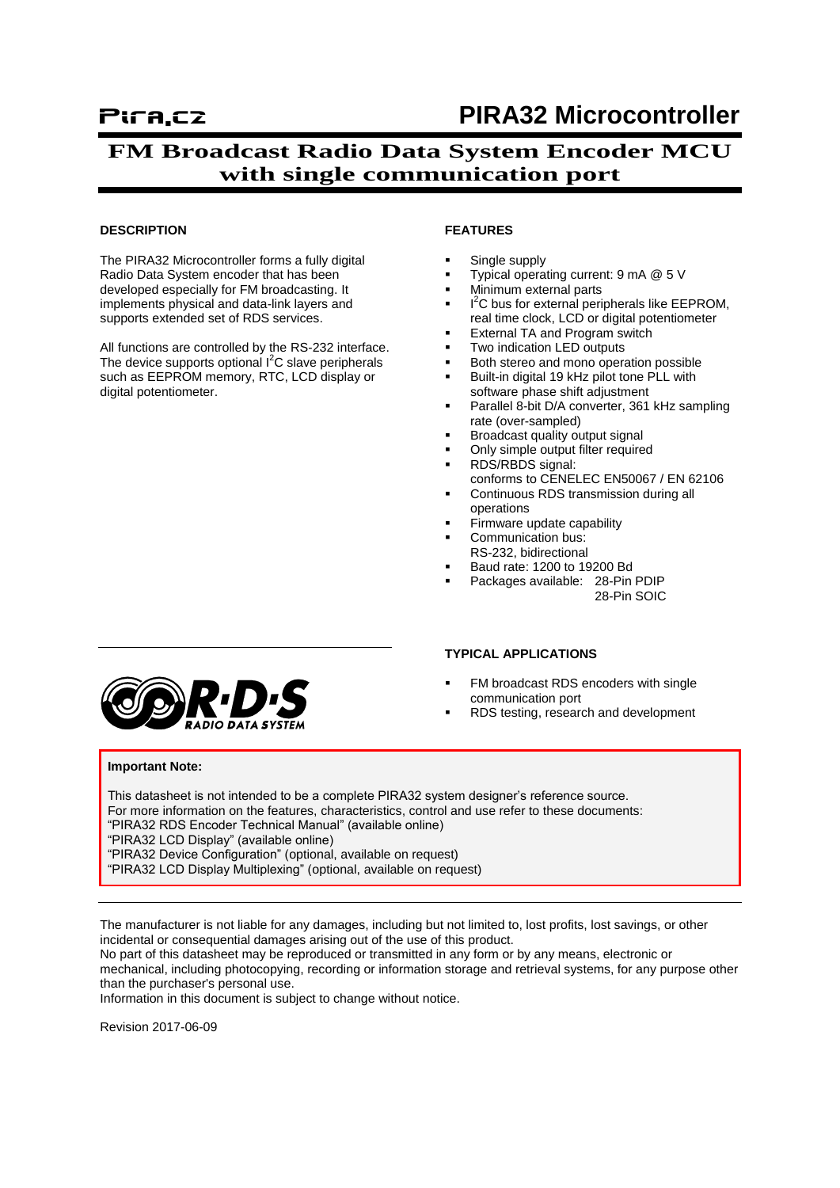Pira.cz

# PIRA32 Microcontroller

## FM Broadcast Radio Data System Encoder MCU with single communication port

### DESCRIPTION

The PIRA32 Microcontroller forms a fully digital Radio Data System encoder that has been developed especially for FM broadcasting. It implements physical and data-link layers and supports extended set of RDS services.

All functions are controlled by the RS-232 interface. The device supports optional $I^2C$ slave peripherals such as EEPROM memory, RTC, LCD display or digital potentiometer.

### FEATURES

- Single supply
- Typical operating current: 9 mA @ 5 V
- Minimum external parts
- $I^2C$ bus for external peripherals like EEPROM, real time clock, LCD or digital potentiometer
- External TA and Program switch
- Two indication LED outputs
- Both stereo and mono operation possible
- Built-in digital 19 kHz pilot tone PLL with software phase shift adjustment
- Parallel 8-bit D/A converter, 361 kHz sampling rate (over-sampled)
- Broadcast quality output signal
- Only simple output filter required
- RDS/RBDS signal: conforms to CENELEC EN50067 / EN 62106
- Continuous RDS transmission during all operations
- Firmware update capability
- Communication bus: RS-232, bidirectional
- Baud rate: 1200 to 19200 Bd
- Packages available: 28-Pin PDIP, 28-Pin SOIC

### TYPICAL APPLICATIONS

- FM broadcast RDS encoders with single communication port
- RDS testing, research and development

R·D·S RADIO DATA SYSTEM

**Important Note:**

This datasheet is not intended to be a complete PIRA32 system designer's reference source.
For more information on the features, characteristics, control and use refer to these documents:
"PIRA32 RDS Encoder Technical Manual" (available online)
"PIRA32 LCD Display" (available online)
"PIRA32 Device Configuration" (optional, available on request)
"PIRA32 LCD Display Multiplexing" (optional, available on request)

---

The manufacturer is not liable for any damages, including but not limited to, lost profits, lost savings, or other incidental or consequential damages arising out of the use of this product.
No part of this datasheet may be reproduced or transmitted in any form or by any means, electronic or mechanical, including photocopying, recording or information storage and retrieval systems, for any purpose other than the purchaser's personal use.
Information in this document is subject to change without notice.

Revision 2017-06-09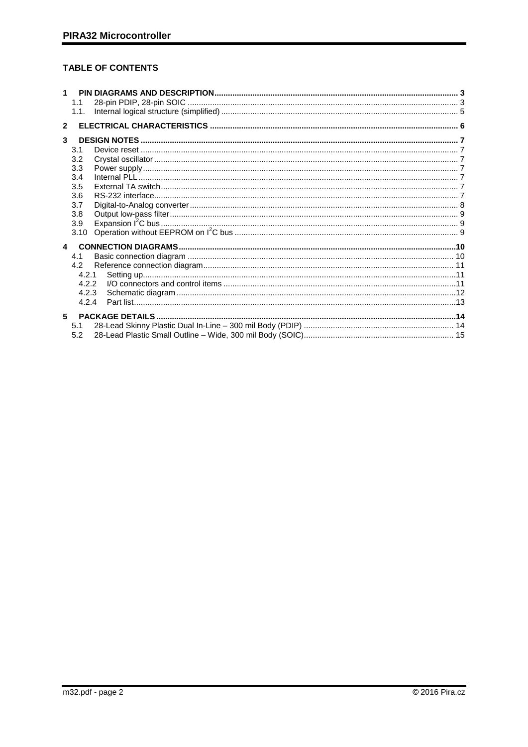## TABLE OF CONTENTS

1 PIN DIAGRAMS AND DESCRIPTION ... 3
- 1.1 28-pin PDIP, 28-pin SOIC ... 3
- 1.1. Internal logical structure (simplified) ... 5

2 ELECTRICAL CHARACTERISTICS ... 6

3 DESIGN NOTES ... 7
- 3.1 Device reset ... 7
- 3.2 Crystal oscillator ... 7
- 3.3 Power supply ... 7
- 3.4 Internal PLL ... 7
- 3.5 External TA switch ... 7
- 3.6 RS-232 interface ... 7
- 3.7 Digital-to-Analog converter ... 8
- 3.8 Output low-pass filter ... 9
- 3.9 Expansion I$^2$C bus ... 9
- 3.10 Operation without EEPROM on I$^2$C bus ... 9

4 CONNECTION DIAGRAMS ... 10
- 4.1 Basic connection diagram ... 10
- 4.2 Reference connection diagram ... 11
  - 4.2.1 Setting up ... 11
  - 4.2.2 I/O connectors and control items ... 11
  - 4.2.3 Schematic diagram ... 12
  - 4.2.4 Part list ... 13

5 PACKAGE DETAILS ... 14
- 5.1 28-Lead Skinny Plastic Dual In-Line – 300 mil Body (PDIP) ... 14
- 5.2 28-Lead Plastic Small Outline – Wide, 300 mil Body (SOIC) ... 15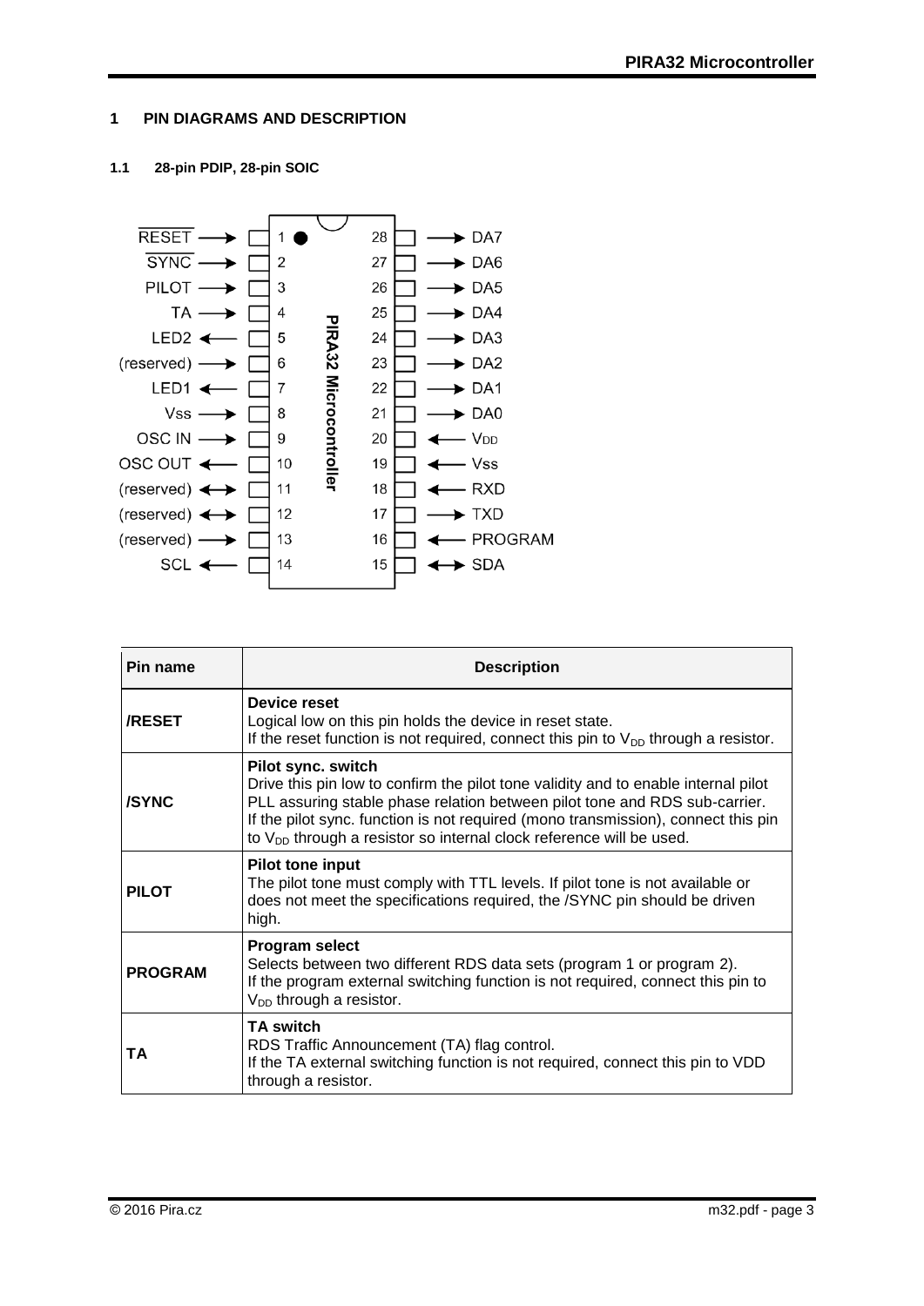# 1 PIN DIAGRAMS AND DESCRIPTION

## 1.1 28-pin PDIP, 28-pin SOIC

| Pin name | Description |
|---|---|
| **/RESET** | **Device reset**<br>Logical low on this pin holds the device in reset state.<br>If the reset function is not required, connect this pin to $V_{DD}$ through a resistor. |
| **/SYNC** | **Pilot sync. switch**<br>Drive this pin low to confirm the pilot tone validity and to enable internal pilot PLL assuring stable phase relation between pilot tone and RDS sub-carrier. If the pilot sync. function is not required (mono transmission), connect this pin to $V_{DD}$ through a resistor so internal clock reference will be used. |
| **PILOT** | **Pilot tone input**<br>The pilot tone must comply with TTL levels. If pilot tone is not available or does not meet the specifications required, the /SYNC pin should be driven high. |
| **PROGRAM** | **Program select**<br>Selects between two different RDS data sets (program 1 or program 2).<br>If the program external switching function is not required, connect this pin to $V_{DD}$ through a resistor. |
| **TA** | **TA switch**<br>RDS Traffic Announcement (TA) flag control.<br>If the TA external switching function is not required, connect this pin to VDD through a resistor. |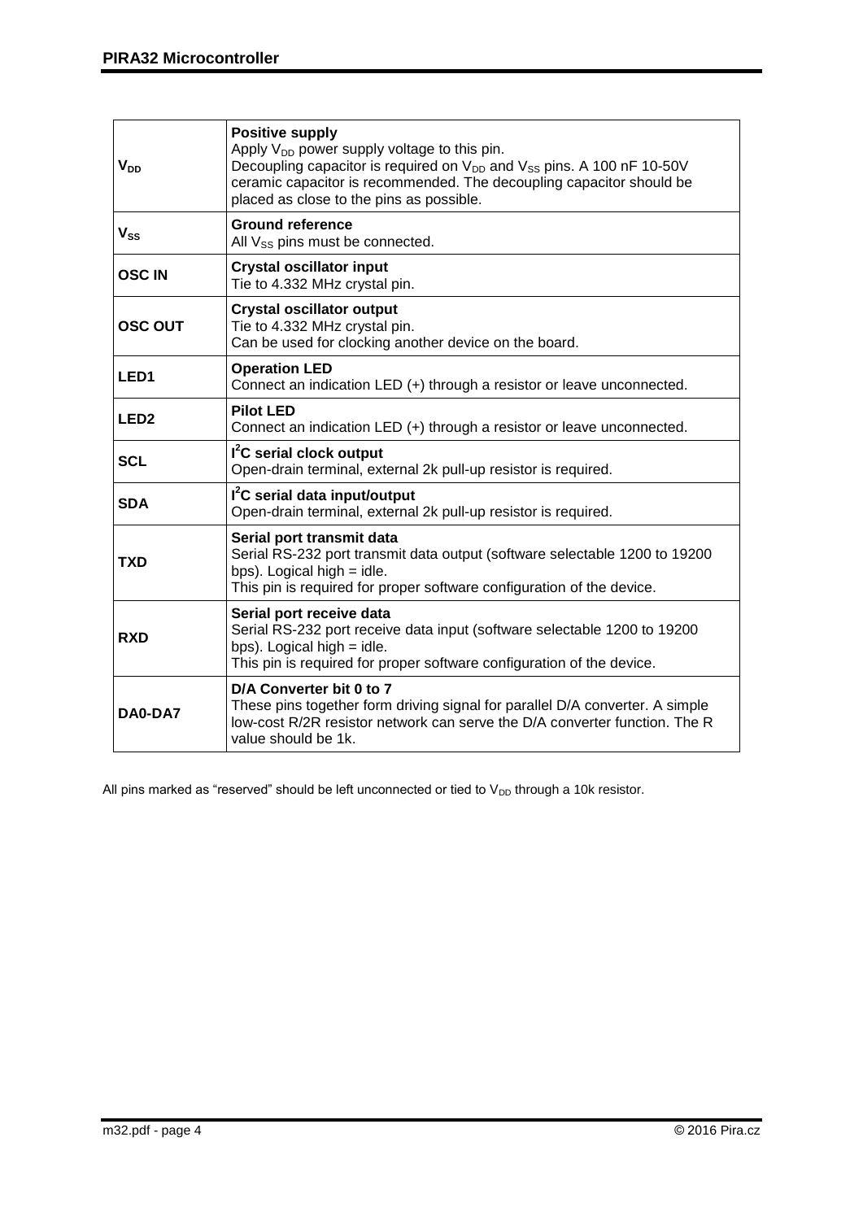| Pin | Description |
|---|---|
| $V_{DD}$ | **Positive supply**<br>Apply $V_{DD}$ power supply voltage to this pin.<br>Decoupling capacitor is required on $V_{DD}$ and $V_{SS}$ pins. A 100 nF 10-50V ceramic capacitor is recommended. The decoupling capacitor should be placed as close to the pins as possible. |
| $V_{SS}$ | **Ground reference**<br>All $V_{SS}$ pins must be connected. |
| **OSC IN** | **Crystal oscillator input**<br>Tie to 4.332 MHz crystal pin. |
| **OSC OUT** | **Crystal oscillator output**<br>Tie to 4.332 MHz crystal pin.<br>Can be used for clocking another device on the board. |
| **LED1** | **Operation LED**<br>Connect an indication LED (+) through a resistor or leave unconnected. |
| **LED2** | **Pilot LED**<br>Connect an indication LED (+) through a resistor or leave unconnected. |
| **SCL** | **$I^2C$ serial clock output**<br>Open-drain terminal, external 2k pull-up resistor is required. |
| **SDA** | **$I^2C$ serial data input/output**<br>Open-drain terminal, external 2k pull-up resistor is required. |
| **TXD** | **Serial port transmit data**<br>Serial RS-232 port transmit data output (software selectable 1200 to 19200 bps). Logical high = idle.<br>This pin is required for proper software configuration of the device. |
| **RXD** | **Serial port receive data**<br>Serial RS-232 port receive data input (software selectable 1200 to 19200 bps). Logical high = idle.<br>This pin is required for proper software configuration of the device. |
| **DA0-DA7** | **D/A Converter bit 0 to 7**<br>These pins together form driving signal for parallel D/A converter. A simple low-cost R/2R resistor network can serve the D/A converter function. The R value should be 1k. |

All pins marked as "reserved" should be left unconnected or tied to $V_{DD}$ through a 10k resistor.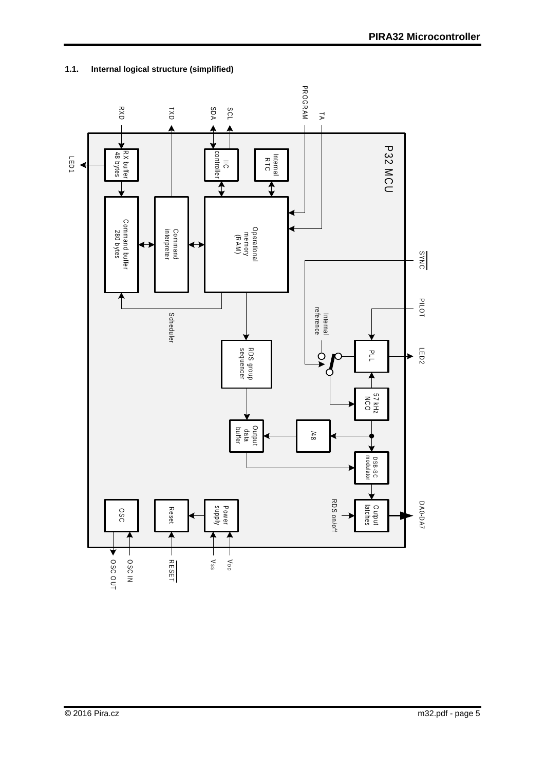### 1.1. Internal logical structure (simplified)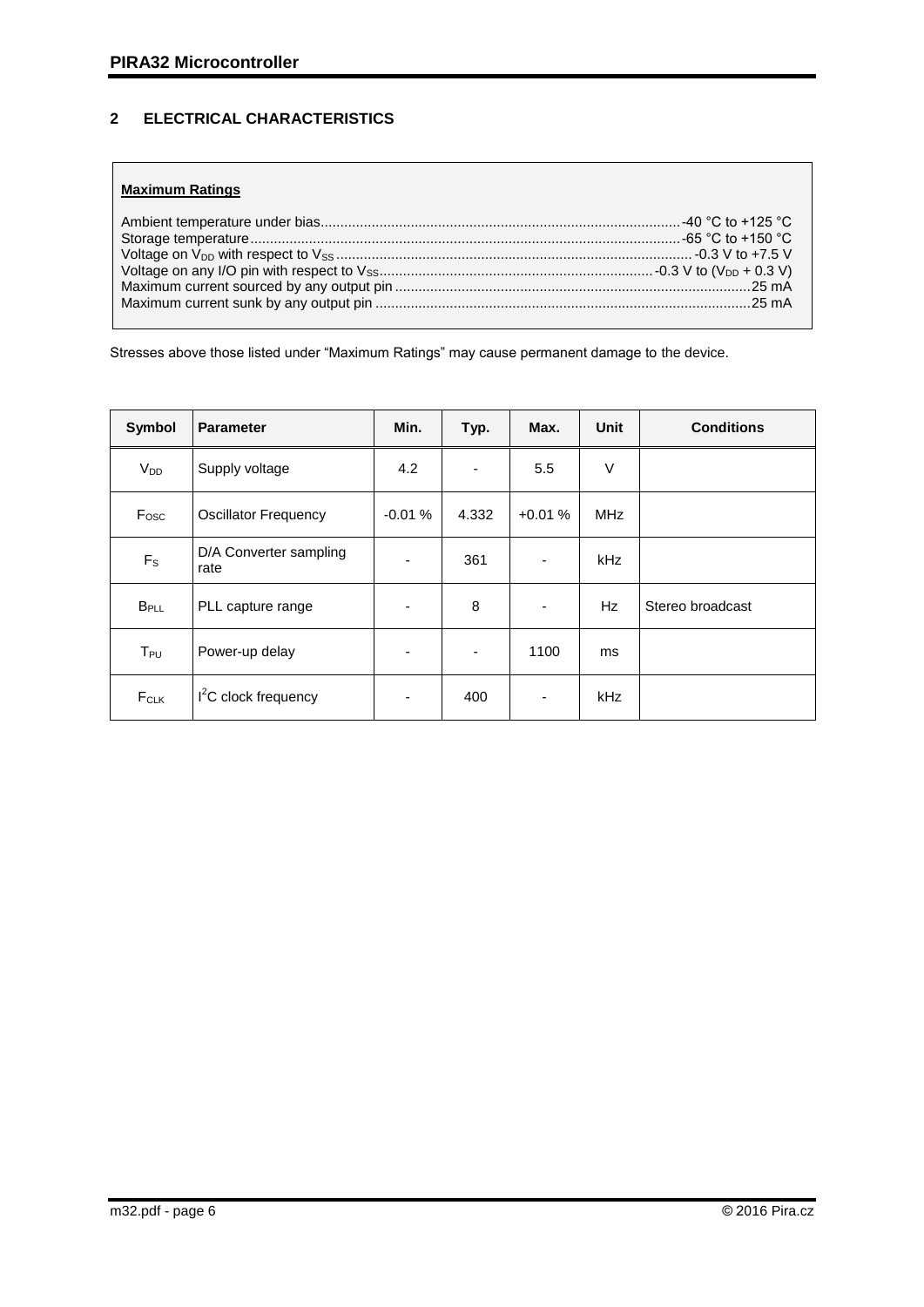## 2 ELECTRICAL CHARACTERISTICS

**Maximum Ratings**

Ambient temperature under bias .................................................................... -40 °C to +125 °C
Storage temperature .................................................................................... -65 °C to +150 °C
Voltage on $V_{DD}$ with respect to $V_{SS}$ .................................................................. -0.3 V to +7.5 V
Voltage on any I/O pin with respect to $V_{SS}$ ........................................... -0.3 V to ($V_{DD}$ + 0.3 V)
Maximum current sourced by any output pin .......................................................................... 25 mA
Maximum current sunk by any output pin .............................................................................. 25 mA

Stresses above those listed under "Maximum Ratings" may cause permanent damage to the device.

| Symbol | Parameter | Min. | Typ. | Max. | Unit | Conditions |
|---|---|---|---|---|---|---|
| $V_{DD}$ | Supply voltage | 4.2 | - | 5.5 | V | |
| $F_{OSC}$ | Oscillator Frequency | -0.01 % | 4.332 | +0.01 % | MHz | |
| $F_S$ | D/A Converter sampling rate | - | 361 | - | kHz | |
| $B_{PLL}$ | PLL capture range | - | 8 | - | Hz | Stereo broadcast |
| $T_{PU}$ | Power-up delay | - | - | 1100 | ms | |
| $F_{CLK}$ | $I^2C$ clock frequency | - | 400 | - | kHz | |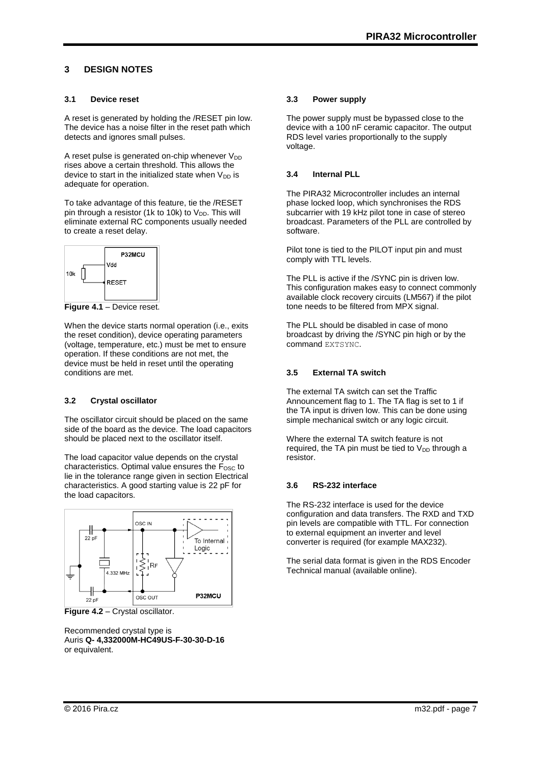# 3 DESIGN NOTES

## 3.1 Device reset

A reset is generated by holding the /RESET pin low. The device has a noise filter in the reset path which detects and ignores small pulses.

A reset pulse is generated on-chip whenever $V_{DD}$ rises above a certain threshold. This allows the device to start in the initialized state when $V_{DD}$ is adequate for operation.

To take advantage of this feature, tie the /RESET pin through a resistor (1k to 10k) to $V_{DD}$. This will eliminate external RC components usually needed to create a reset delay.

**Figure 4.1** – Device reset.

When the device starts normal operation (i.e., exits the reset condition), device operating parameters (voltage, temperature, etc.) must be met to ensure operation. If these conditions are not met, the device must be held in reset until the operating conditions are met.

## 3.2 Crystal oscillator

The oscillator circuit should be placed on the same side of the board as the device. The load capacitors should be placed next to the oscillator itself.

The load capacitor value depends on the crystal characteristics. Optimal value ensures the $F_{OSC}$ to lie in the tolerance range given in section Electrical characteristics. A good starting value is 22 pF for the load capacitors.

**Figure 4.2** – Crystal oscillator.

Recommended crystal type is
Auris **Q- 4,332000M-HC49US-F-30-30-D-16**
or equivalent.

## 3.3 Power supply

The power supply must be bypassed close to the device with a 100 nF ceramic capacitor. The output RDS level varies proportionally to the supply voltage.

## 3.4 Internal PLL

The PIRA32 Microcontroller includes an internal phase locked loop, which synchronises the RDS subcarrier with 19 kHz pilot tone in case of stereo broadcast. Parameters of the PLL are controlled by software.

Pilot tone is tied to the PILOT input pin and must comply with TTL levels.

The PLL is active if the /SYNC pin is driven low. This configuration makes easy to connect commonly available clock recovery circuits (LM567) if the pilot tone needs to be filtered from MPX signal.

The PLL should be disabled in case of mono broadcast by driving the /SYNC pin high or by the command `EXTSYNC`.

## 3.5 External TA switch

The external TA switch can set the Traffic Announcement flag to 1. The TA flag is set to 1 if the TA input is driven low. This can be done using simple mechanical switch or any logic circuit.

Where the external TA switch feature is not required, the TA pin must be tied to $V_{DD}$ through a resistor.

## 3.6 RS-232 interface

The RS-232 interface is used for the device configuration and data transfers. The RXD and TXD pin levels are compatible with TTL. For connection to external equipment an inverter and level converter is required (for example MAX232).

The serial data format is given in the RDS Encoder Technical manual (available online).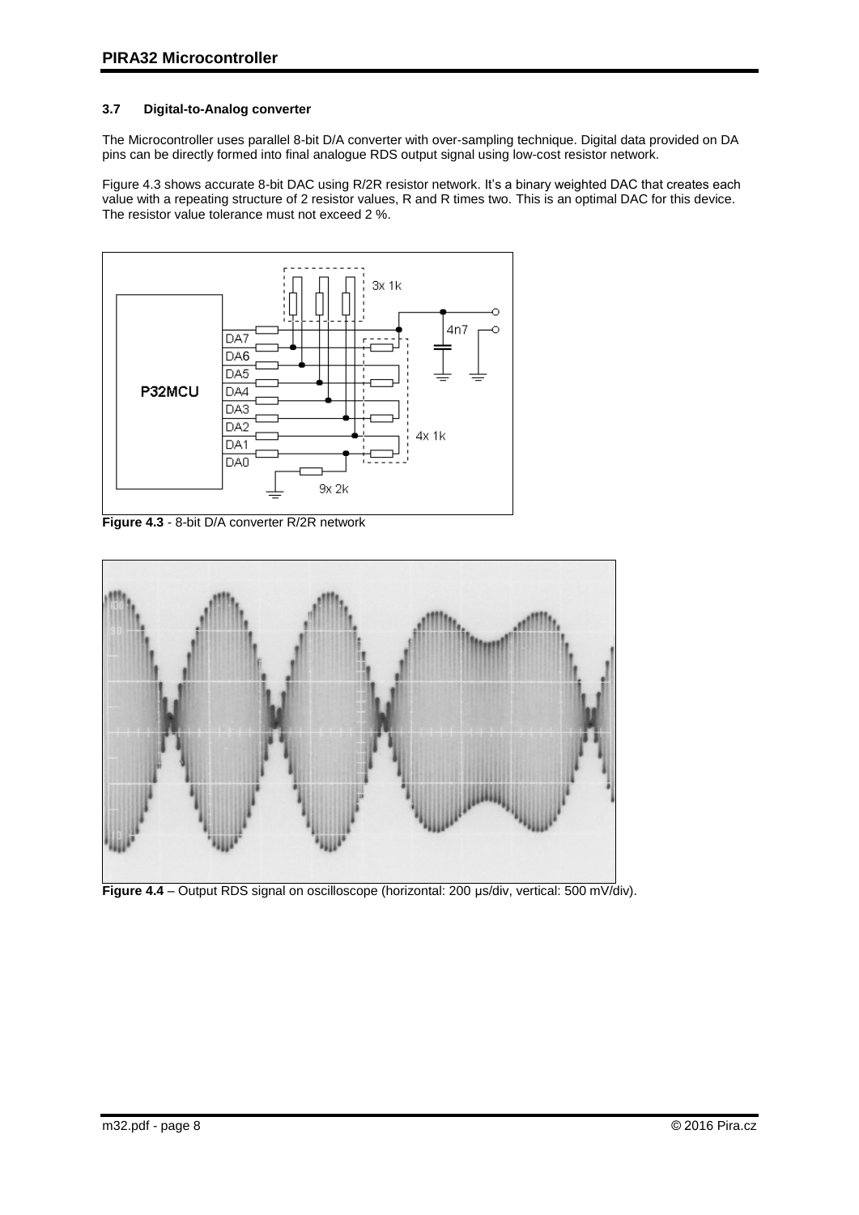### 3.7 Digital-to-Analog converter

The Microcontroller uses parallel 8-bit D/A converter with over-sampling technique. Digital data provided on DA pins can be directly formed into final analogue RDS output signal using low-cost resistor network.

Figure 4.3 shows accurate 8-bit DAC using R/2R resistor network. It's a binary weighted DAC that creates each value with a repeating structure of 2 resistor values, R and R times two. This is an optimal DAC for this device. The resistor value tolerance must not exceed 2 %.

**Figure 4.3** - 8-bit D/A converter R/2R network

**Figure 4.4** – Output RDS signal on oscilloscope (horizontal: 200 µs/div, vertical: 500 mV/div).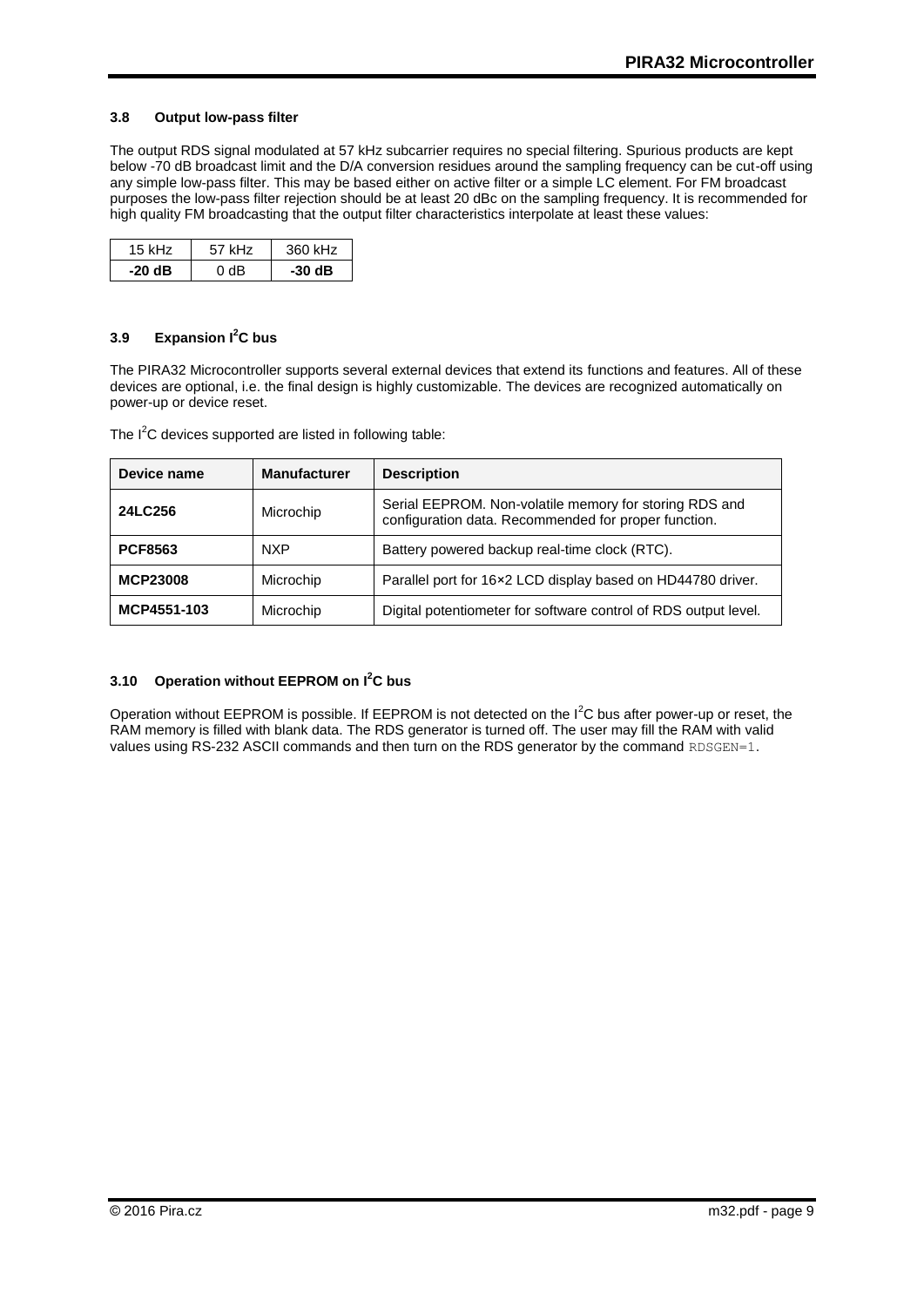### 3.8 Output low-pass filter

The output RDS signal modulated at 57 kHz subcarrier requires no special filtering. Spurious products are kept below -70 dB broadcast limit and the D/A conversion residues around the sampling frequency can be cut-off using any simple low-pass filter. This may be based either on active filter or a simple LC element. For FM broadcast purposes the low-pass filter rejection should be at least 20 dBc on the sampling frequency. It is recommended for high quality FM broadcasting that the output filter characteristics interpolate at least these values:

| 15 kHz | 57 kHz | 360 kHz |
|---|---|---|
| **-20 dB** | 0 dB | **-30 dB** |

### 3.9 Expansion I$^2$C bus

The PIRA32 Microcontroller supports several external devices that extend its functions and features. All of these devices are optional, i.e. the final design is highly customizable. The devices are recognized automatically on power-up or device reset.

The I$^2$C devices supported are listed in following table:

| Device name | Manufacturer | Description |
|---|---|---|
| **24LC256** | Microchip | Serial EEPROM. Non-volatile memory for storing RDS and configuration data. Recommended for proper function. |
| **PCF8563** | NXP | Battery powered backup real-time clock (RTC). |
| **MCP23008** | Microchip | Parallel port for 16×2 LCD display based on HD44780 driver. |
| **MCP4551-103** | Microchip | Digital potentiometer for software control of RDS output level. |

### 3.10 Operation without EEPROM on I$^2$C bus

Operation without EEPROM is possible. If EEPROM is not detected on the I$^2$C bus after power-up or reset, the RAM memory is filled with blank data. The RDS generator is turned off. The user may fill the RAM with valid values using RS-232 ASCII commands and then turn on the RDS generator by the command `RDSGEN=1`.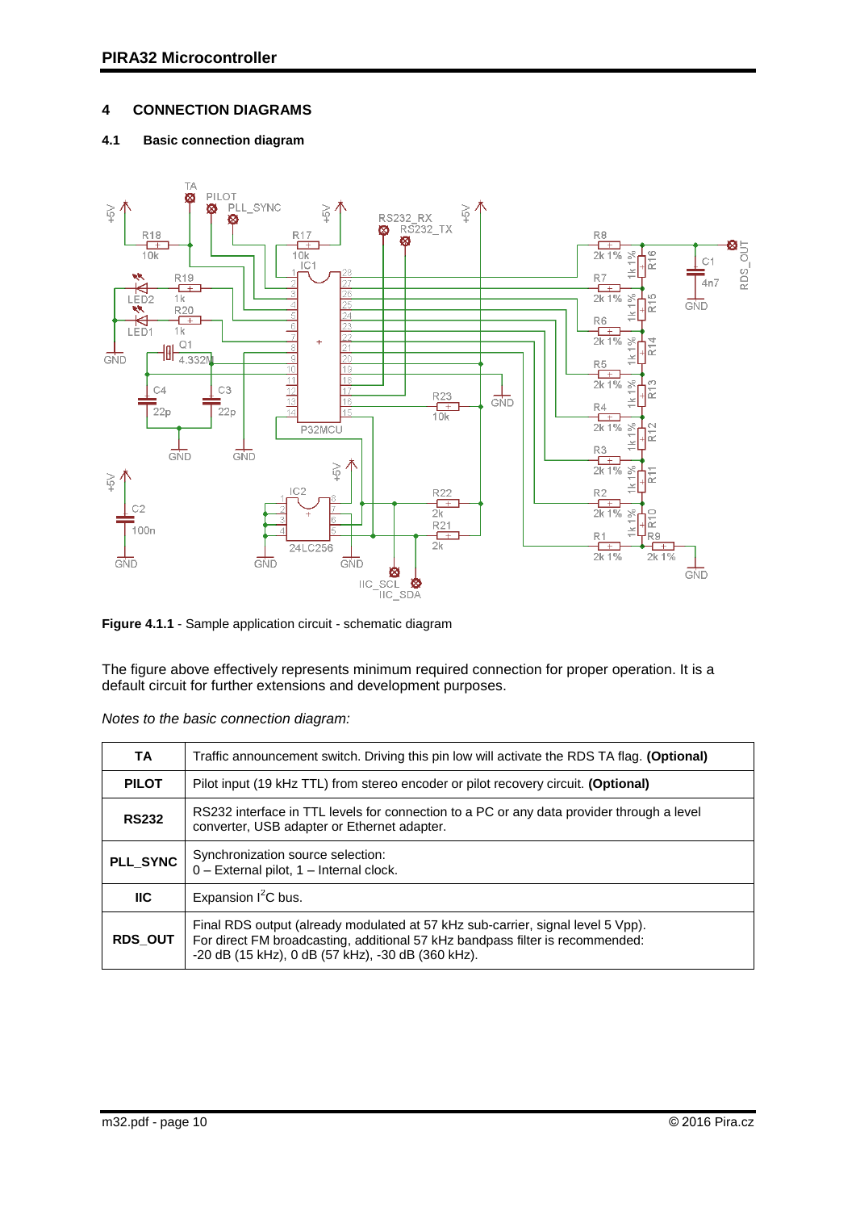## 4 CONNECTION DIAGRAMS

### 4.1 Basic connection diagram

**Figure 4.1.1** - Sample application circuit - schematic diagram

The figure above effectively represents minimum required connection for proper operation. It is a default circuit for further extensions and development purposes.

*Notes to the basic connection diagram:*

| | |
|---|---|
| **TA** | Traffic announcement switch. Driving this pin low will activate the RDS TA flag. **(Optional)** |
| **PILOT** | Pilot input (19 kHz TTL) from stereo encoder or pilot recovery circuit. **(Optional)** |
| **RS232** | RS232 interface in TTL levels for connection to a PC or any data provider through a level converter, USB adapter or Ethernet adapter. |
| **PLL_SYNC** | Synchronization source selection:<br>0 – External pilot, 1 – Internal clock. |
| **IIC** | Expansion $I^2C$ bus. |
| **RDS_OUT** | Final RDS output (already modulated at 57 kHz sub-carrier, signal level 5 Vpp).<br>For direct FM broadcasting, additional 57 kHz bandpass filter is recommended:<br>-20 dB (15 kHz), 0 dB (57 kHz), -30 dB (360 kHz). |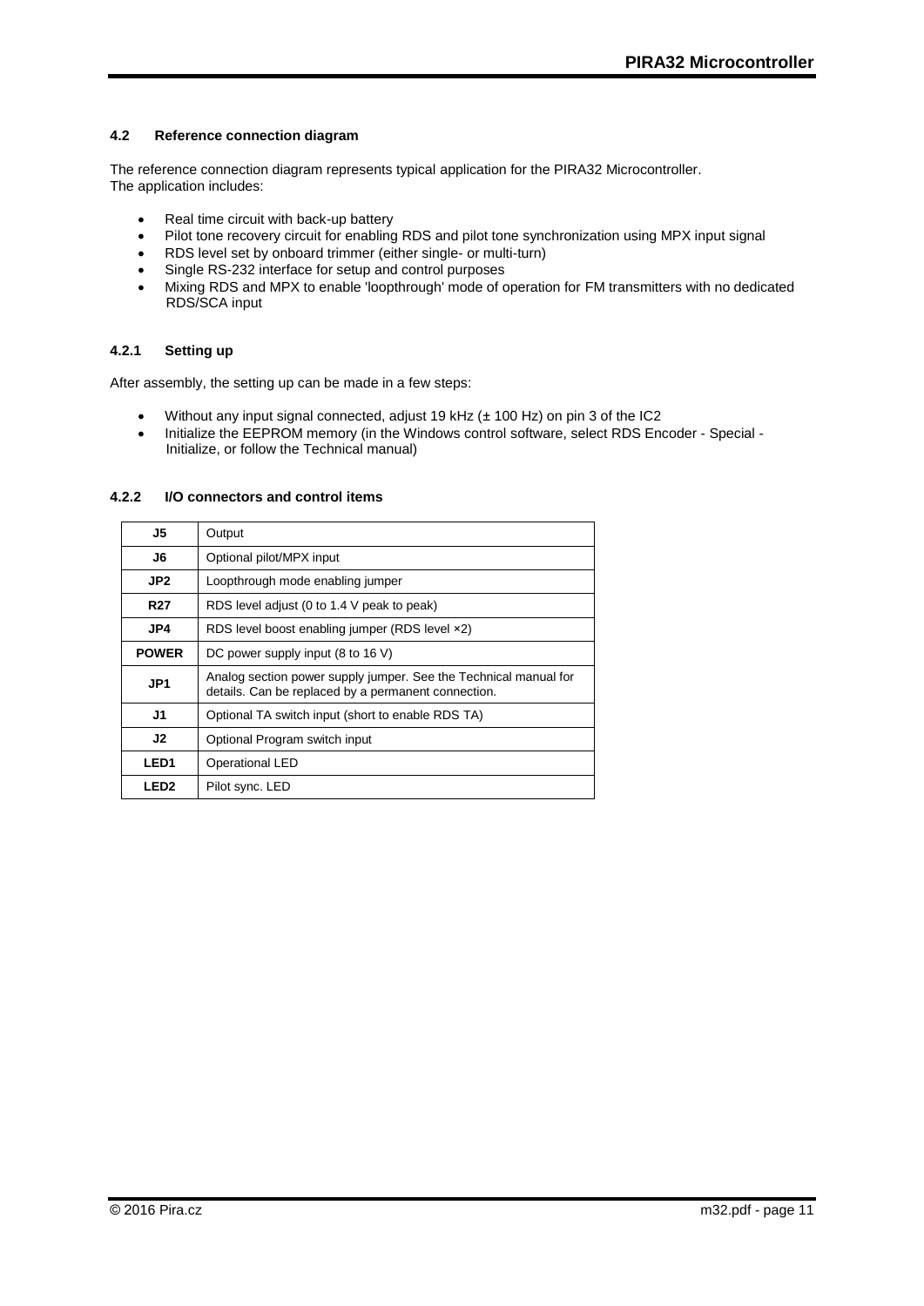### 4.2 Reference connection diagram

The reference connection diagram represents typical application for the PIRA32 Microcontroller.
The application includes:

- Real time circuit with back-up battery
- Pilot tone recovery circuit for enabling RDS and pilot tone synchronization using MPX input signal
- RDS level set by onboard trimmer (either single- or multi-turn)
- Single RS-232 interface for setup and control purposes
- Mixing RDS and MPX to enable 'loopthrough' mode of operation for FM transmitters with no dedicated RDS/SCA input

#### 4.2.1 Setting up

After assembly, the setting up can be made in a few steps:

- Without any input signal connected, adjust 19 kHz (± 100 Hz) on pin 3 of the IC2
- Initialize the EEPROM memory (in the Windows control software, select RDS Encoder - Special - Initialize, or follow the Technical manual)

#### 4.2.2 I/O connectors and control items

| | |
|---|---|
| **J5** | Output |
| **J6** | Optional pilot/MPX input |
| **JP2** | Loopthrough mode enabling jumper |
| **R27** | RDS level adjust (0 to 1.4 V peak to peak) |
| **JP4** | RDS level boost enabling jumper (RDS level ×2) |
| **POWER** | DC power supply input (8 to 16 V) |
| **JP1** | Analog section power supply jumper. See the Technical manual for details. Can be replaced by a permanent connection. |
| **J1** | Optional TA switch input (short to enable RDS TA) |
| **J2** | Optional Program switch input |
| **LED1** | Operational LED |
| **LED2** | Pilot sync. LED |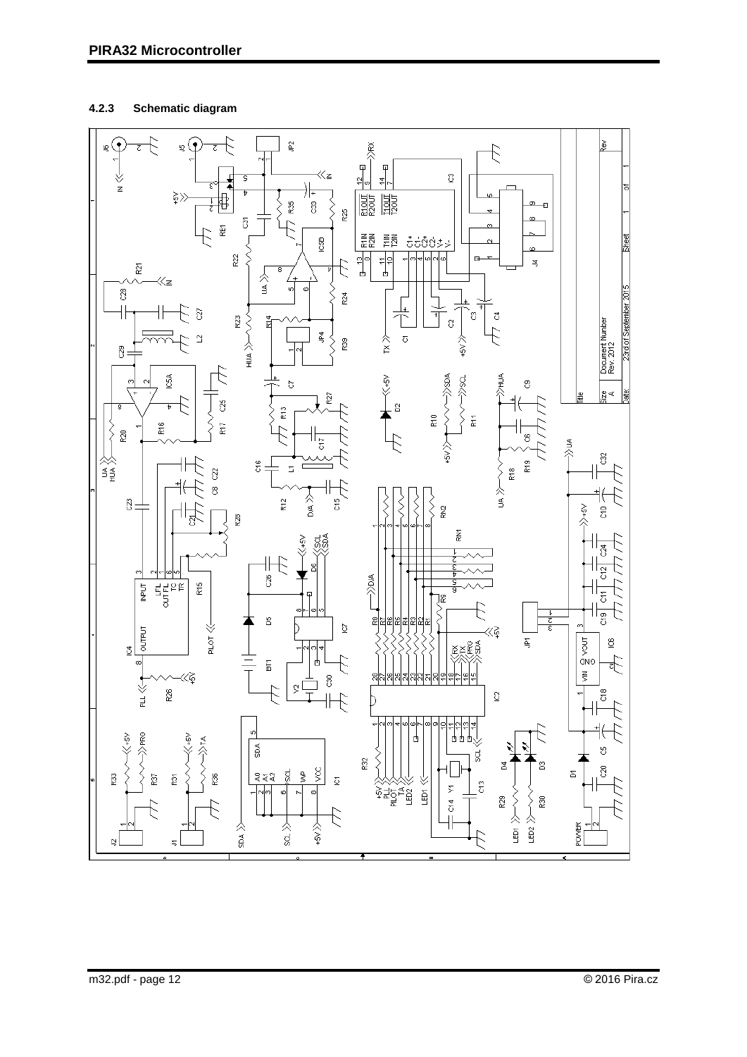#### 4.2.3 Schematic diagram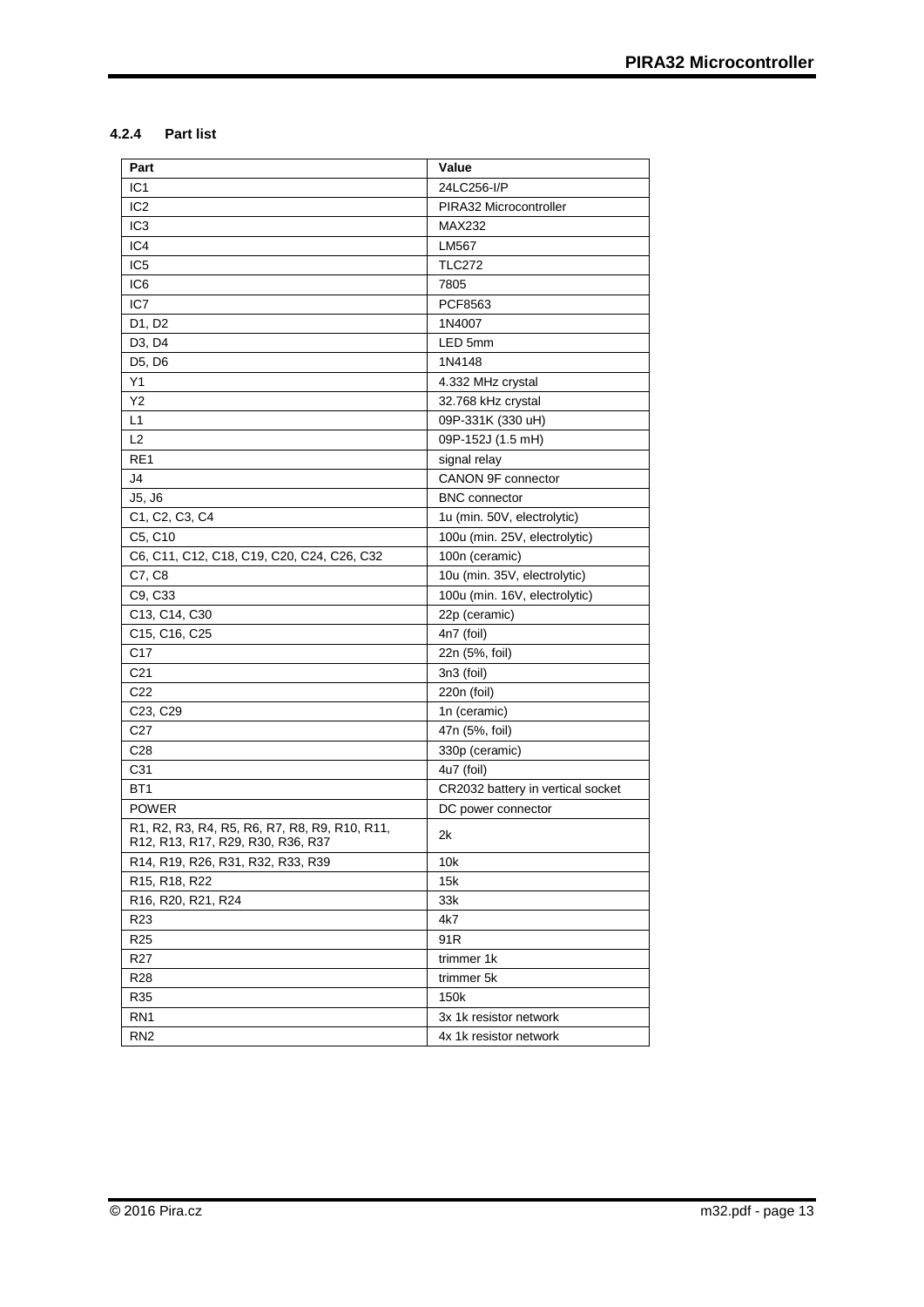#### 4.2.4 Part list

| Part | Value |
| --- | --- |
| IC1 | 24LC256-I/P |
| IC2 | PIRA32 Microcontroller |
| IC3 | MAX232 |
| IC4 | LM567 |
| IC5 | TLC272 |
| IC6 | 7805 |
| IC7 | PCF8563 |
| D1, D2 | 1N4007 |
| D3, D4 | LED 5mm |
| D5, D6 | 1N4148 |
| Y1 | 4.332 MHz crystal |
| Y2 | 32.768 kHz crystal |
| L1 | 09P-331K (330 uH) |
| L2 | 09P-152J (1.5 mH) |
| RE1 | signal relay |
| J4 | CANON 9F connector |
| J5, J6 | BNC connector |
| C1, C2, C3, C4 | 1u (min. 50V, electrolytic) |
| C5, C10 | 100u (min. 25V, electrolytic) |
| C6, C11, C12, C18, C19, C20, C24, C26, C32 | 100n (ceramic) |
| C7, C8 | 10u (min. 35V, electrolytic) |
| C9, C33 | 100u (min. 16V, electrolytic) |
| C13, C14, C30 | 22p (ceramic) |
| C15, C16, C25 | 4n7 (foil) |
| C17 | 22n (5%, foil) |
| C21 | 3n3 (foil) |
| C22 | 220n (foil) |
| C23, C29 | 1n (ceramic) |
| C27 | 47n (5%, foil) |
| C28 | 330p (ceramic) |
| C31 | 4u7 (foil) |
| BT1 | CR2032 battery in vertical socket |
| POWER | DC power connector |
| R1, R2, R3, R4, R5, R6, R7, R8, R9, R10, R11, R12, R13, R17, R29, R30, R36, R37 | 2k |
| R14, R19, R26, R31, R32, R33, R39 | 10k |
| R15, R18, R22 | 15k |
| R16, R20, R21, R24 | 33k |
| R23 | 4k7 |
| R25 | 91R |
| R27 | trimmer 1k |
| R28 | trimmer 5k |
| R35 | 150k |
| RN1 | 3x 1k resistor network |
| RN2 | 4x 1k resistor network |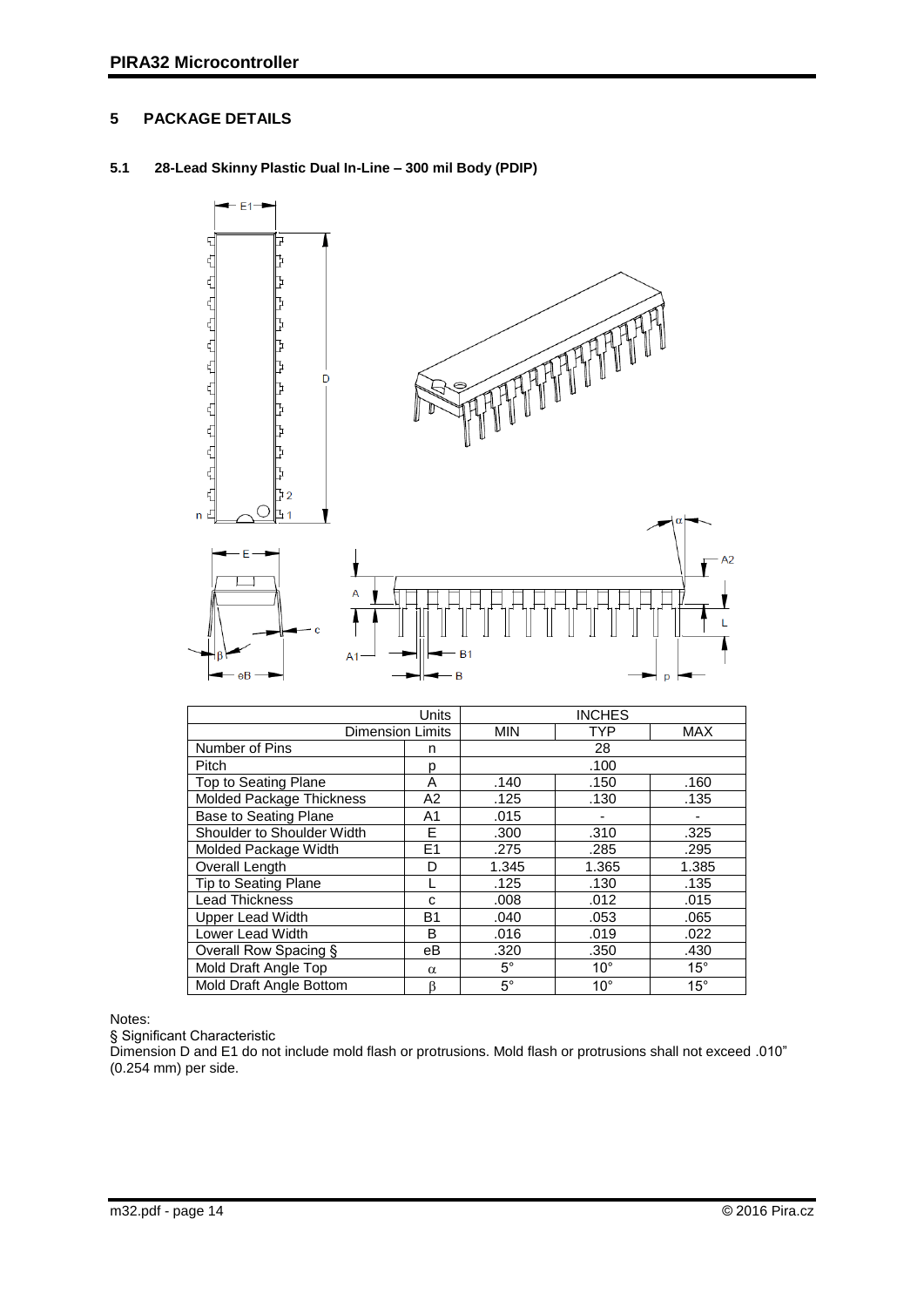## 5 PACKAGE DETAILS

### 5.1 28-Lead Skinny Plastic Dual In-Line – 300 mil Body (PDIP)

| Units | | INCHES | | |
|---|---|---|---|---|
| Dimension Limits | | MIN | TYP | MAX |
| Number of Pins | n | | 28 | |
| Pitch | p | | .100 | |
| Top to Seating Plane | A | .140 | .150 | .160 |
| Molded Package Thickness | A2 | .125 | .130 | .135 |
| Base to Seating Plane | A1 | .015 | - | - |
| Shoulder to Shoulder Width | E | .300 | .310 | .325 |
| Molded Package Width | E1 | .275 | .285 | .295 |
| Overall Length | D | 1.345 | 1.365 | 1.385 |
| Tip to Seating Plane | L | .125 | .130 | .135 |
| Lead Thickness | c | .008 | .012 | .015 |
| Upper Lead Width | B1 | .040 | .053 | .065 |
| Lower Lead Width | B | .016 | .019 | .022 |
| Overall Row Spacing § | eB | .320 | .350 | .430 |
| Mold Draft Angle Top | $\alpha$ | 5° | 10° | 15° |
| Mold Draft Angle Bottom | $\beta$ | 5° | 10° | 15° |

Notes:

§ Significant Characteristic

Dimension D and E1 do not include mold flash or protrusions. Mold flash or protrusions shall not exceed .010" (0.254 mm) per side.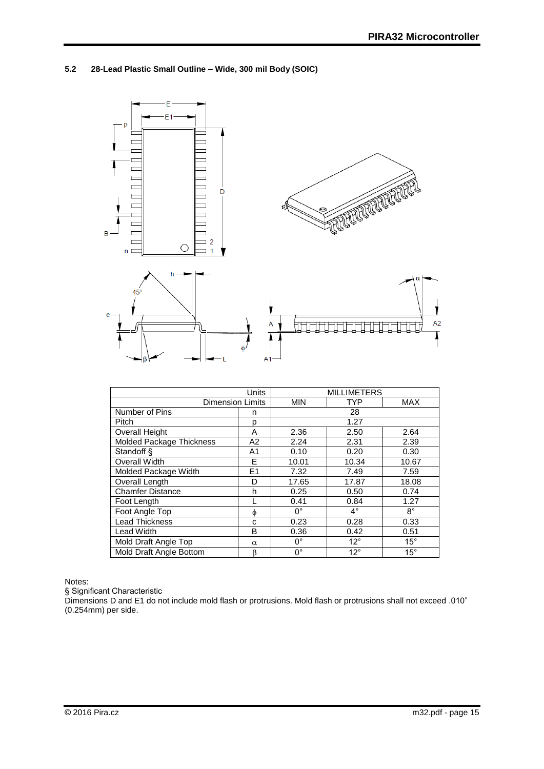### 5.2 28-Lead Plastic Small Outline – Wide, 300 mil Body (SOIC)

| Units | | MILLIMETERS | | |
|---|---|---|---|---|
| Dimension Limits | | MIN | TYP | MAX |
| Number of Pins | n | | 28 | |
| Pitch | p | | 1.27 | |
| Overall Height | A | 2.36 | 2.50 | 2.64 |
| Molded Package Thickness | A2 | 2.24 | 2.31 | 2.39 |
| Standoff § | A1 | 0.10 | 0.20 | 0.30 |
| Overall Width | E | 10.01 | 10.34 | 10.67 |
| Molded Package Width | E1 | 7.32 | 7.49 | 7.59 |
| Overall Length | D | 17.65 | 17.87 | 18.08 |
| Chamfer Distance | h | 0.25 | 0.50 | 0.74 |
| Foot Length | L | 0.41 | 0.84 | 1.27 |
| Foot Angle Top | $\phi$ | 0° | 4° | 8° |
| Lead Thickness | c | 0.23 | 0.28 | 0.33 |
| Lead Width | B | 0.36 | 0.42 | 0.51 |
| Mold Draft Angle Top | $\alpha$ | 0° | 12° | 15° |
| Mold Draft Angle Bottom | $\beta$ | 0° | 12° | 15° |

Notes:

§ Significant Characteristic

Dimensions D and E1 do not include mold flash or protrusions. Mold flash or protrusions shall not exceed .010" (0.254mm) per side.